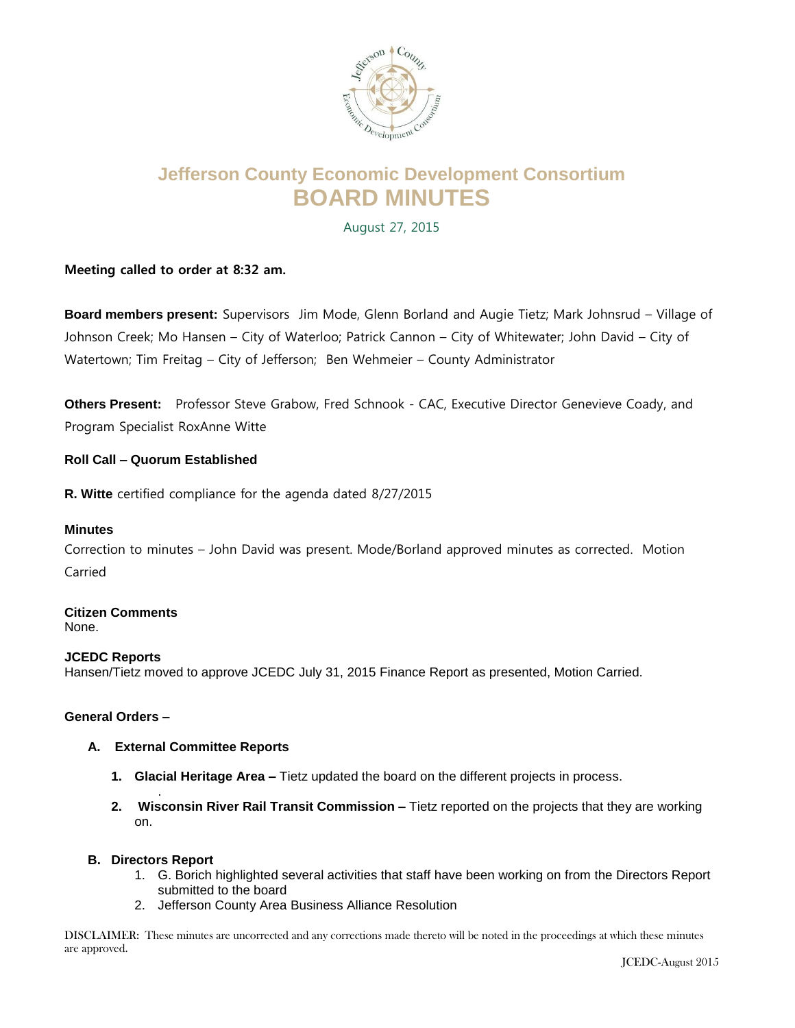# Jefferson County Economic Development Consortium
# BOARD MINUTES

August 27, 2015

**Meeting called to order at 8:32 am.**

**Board members present:** Supervisors Jim Mode, Glenn Borland and Augie Tietz; Mark Johnsrud – Village of Johnson Creek; Mo Hansen – City of Waterloo; Patrick Cannon – City of Whitewater; John David – City of Watertown; Tim Freitag – City of Jefferson; Ben Wehmeier – County Administrator

**Others Present:** Professor Steve Grabow, Fred Schnook - CAC, Executive Director Genevieve Coady, and Program Specialist RoxAnne Witte

**Roll Call – Quorum Established**

**R. Witte** certified compliance for the agenda dated 8/27/2015

**Minutes**

Correction to minutes – John David was present. Mode/Borland approved minutes as corrected. Motion Carried

**Citizen Comments**

None.

**JCEDC Reports**

Hansen/Tietz moved to approve JCEDC July 31, 2015 Finance Report as presented, Motion Carried.

**General Orders –**

**A. External Committee Reports**

1. **Glacial Heritage Area –** Tietz updated the board on the different projects in process.
2. **Wisconsin River Rail Transit Commission –** Tietz reported on the projects that they are working on.

**B. Directors Report**

1. G. Borich highlighted several activities that staff have been working on from the Directors Report submitted to the board
2. Jefferson County Area Business Alliance Resolution

DISCLAIMER: These minutes are uncorrected and any corrections made thereto will be noted in the proceedings at which these minutes are approved.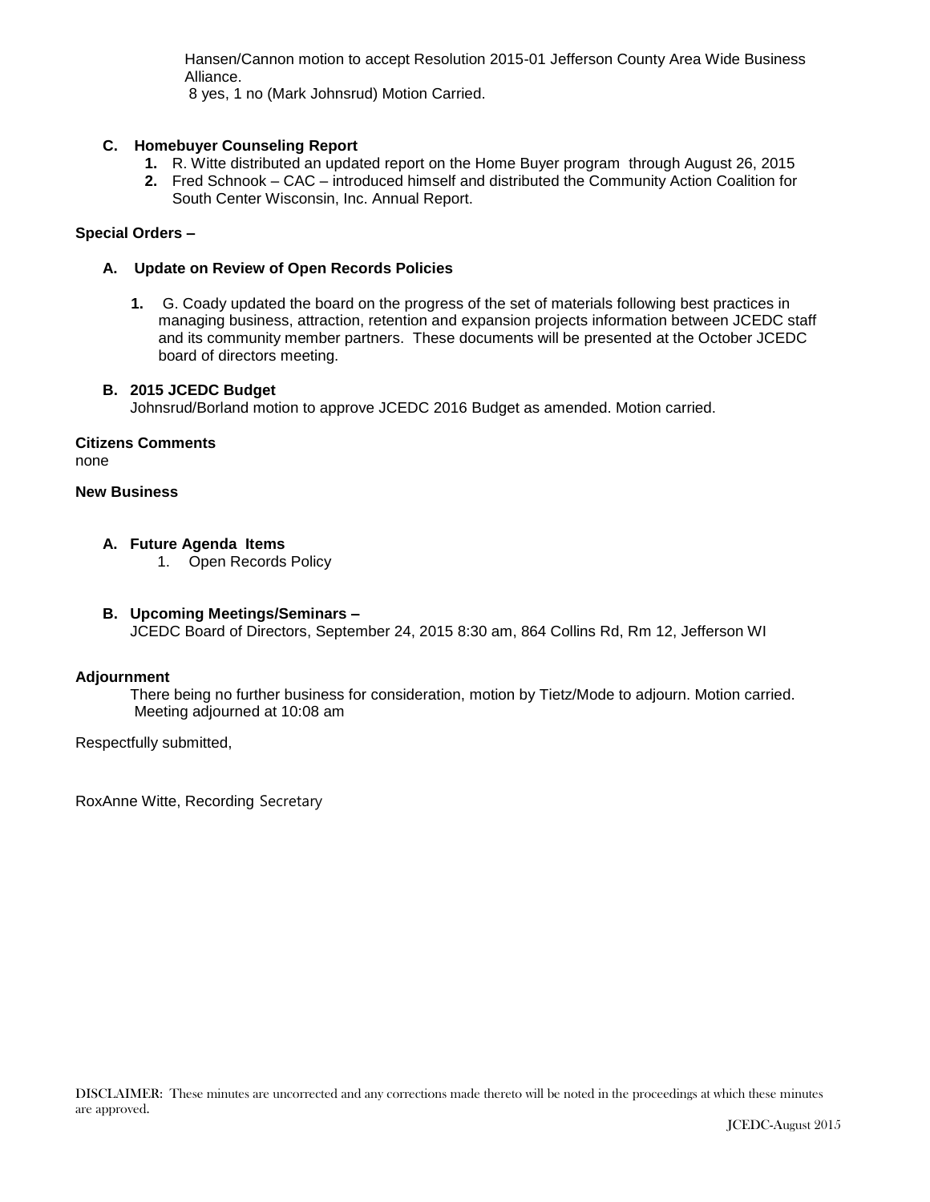Hansen/Cannon motion to accept Resolution 2015-01 Jefferson County Area Wide Business Alliance.
8 yes, 1 no (Mark Johnsrud) Motion Carried.

**C. Homebuyer Counseling Report**

1. R. Witte distributed an updated report on the Home Buyer program through August 26, 2015
2. Fred Schnook – CAC – introduced himself and distributed the Community Action Coalition for South Center Wisconsin, Inc. Annual Report.

**Special Orders –**

**A. Update on Review of Open Records Policies**

1. G. Coady updated the board on the progress of the set of materials following best practices in managing business, attraction, retention and expansion projects information between JCEDC staff and its community member partners. These documents will be presented at the October JCEDC board of directors meeting.

**B. 2015 JCEDC Budget**

Johnsrud/Borland motion to approve JCEDC 2016 Budget as amended. Motion carried.

**Citizens Comments**

none

**New Business**

**A. Future Agenda Items**

1. Open Records Policy

**B. Upcoming Meetings/Seminars –**

JCEDC Board of Directors, September 24, 2015 8:30 am, 864 Collins Rd, Rm 12, Jefferson WI

**Adjournment**

There being no further business for consideration, motion by Tietz/Mode to adjourn. Motion carried.
Meeting adjourned at 10:08 am

Respectfully submitted,

RoxAnne Witte, Recording Secretary

DISCLAIMER: These minutes are uncorrected and any corrections made thereto will be noted in the proceedings at which these minutes are approved.